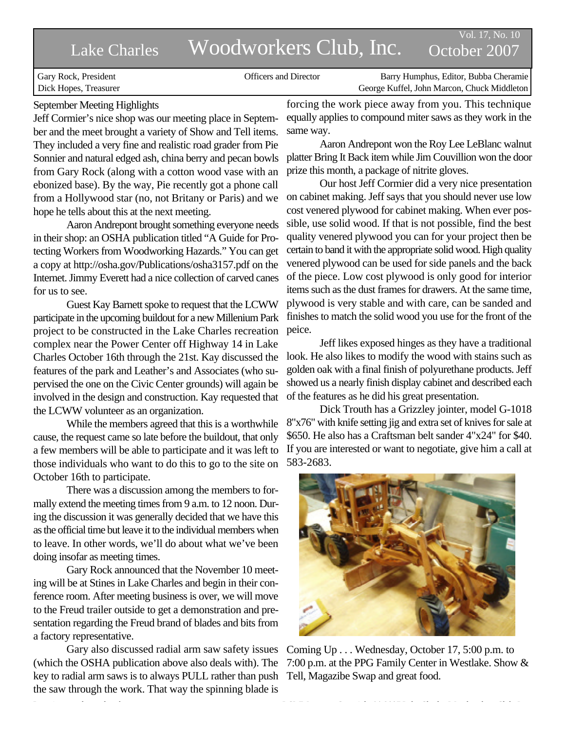# Lake Charles Woodworkers Club, Inc.

Vol. 17, No. 10
October 2007

| Officers and Director | | |
|---|---|---|
| Gary Rock, President | | Barry Humphus, Editor, Bubba Cheramie |
| Dick Hopes, Treasurer | | George Kuffel, John Marcon, Chuck Middleton |

## September Meeting Highlights

Jeff Cormier's nice shop was our meeting place in September and the meet brought a variety of Show and Tell items. They included a very fine and realistic road grader from Pie Sonnier and natural edged ash, china berry and pecan bowls from Gary Rock (along with a cotton wood vase with an ebonized base). By the way, Pie recently got a phone call from a Hollywood star (no, not Britany or Paris) and we hope he tells about this at the next meeting.

Aaron Andrepont brought something everyone needs in their shop: an OSHA publication titled "A Guide for Protecting Workers from Woodworking Hazards." You can get a copy at http://osha.gov/Publications/osha3157.pdf on the Internet. Jimmy Everett had a nice collection of carved canes for us to see.

Guest Kay Barnett spoke to request that the LCWW participate in the upcoming buildout for a new Millenium Park project to be constructed in the Lake Charles recreation complex near the Power Center off Highway 14 in Lake Charles October 16th through the 21st. Kay discussed the features of the park and Leather's and Associates (who supervised the one on the Civic Center grounds) will again be involved in the design and construction. Kay requested that the LCWW volunteer as an organization.

While the members agreed that this is a worthwhile cause, the request came so late before the buildout, that only a few members will be able to participate and it was left to those individuals who want to do this to go to the site on October 16th to participate.

There was a discussion among the members to formally extend the meeting times from 9 a.m. to 12 noon. During the discussion it was generally decided that we have this as the official time but leave it to the individual members when to leave. In other words, we'll do about what we've been doing insofar as meeting times.

Gary Rock announced that the November 10 meeting will be at Stines in Lake Charles and begin in their conference room. After meeting business is over, we will move to the Freud trailer outside to get a demonstration and presentation regarding the Freud brand of blades and bits from a factory representative.

Gary also discussed radial arm saw safety issues (which the OSHA publication above also deals with). The key to radial arm saws is to always PULL rather than push the saw through the work. That way the spinning blade is forcing the work piece away from you. This technique equally applies to compound miter saws as they work in the same way.

Aaron Andrepont won the Roy Lee LeBlanc walnut platter Bring It Back item while Jim Couvillion won the door prize this month, a package of nitrite gloves.

Our host Jeff Cormier did a very nice presentation on cabinet making. Jeff says that you should never use low cost venered plywood for cabinet making. When ever possible, use solid wood. If that is not possible, find the best quality venered plywood you can for your project then be certain to band it with the appropriate solid wood. High quality venered plywood can be used for side panels and the back of the piece. Low cost plywood is only good for interior items such as the dust frames for drawers. At the same time, plywood is very stable and with care, can be sanded and finishes to match the solid wood you use for the front of the peice.

Jeff likes exposed hinges as they have a traditional look. He also likes to modify the wood with stains such as golden oak with a final finish of polyurethane products. Jeff showed us a nearly finish display cabinet and described each of the features as he did his great presentation.

Dick Trouth has a Grizzley jointer, model G-1018 8"x76" with knife setting jig and extra set of knives for sale at $650. He also has a Craftsman belt sander 4"x24" for $40. If you are interested or want to negotiate, give him a call at 583-2683.

Coming Up . . . Wednesday, October 17, 5:00 p.m. to 7:00 p.m. at the PPG Family Center in Westlake. Show & Tell, Magazibe Swap and great food.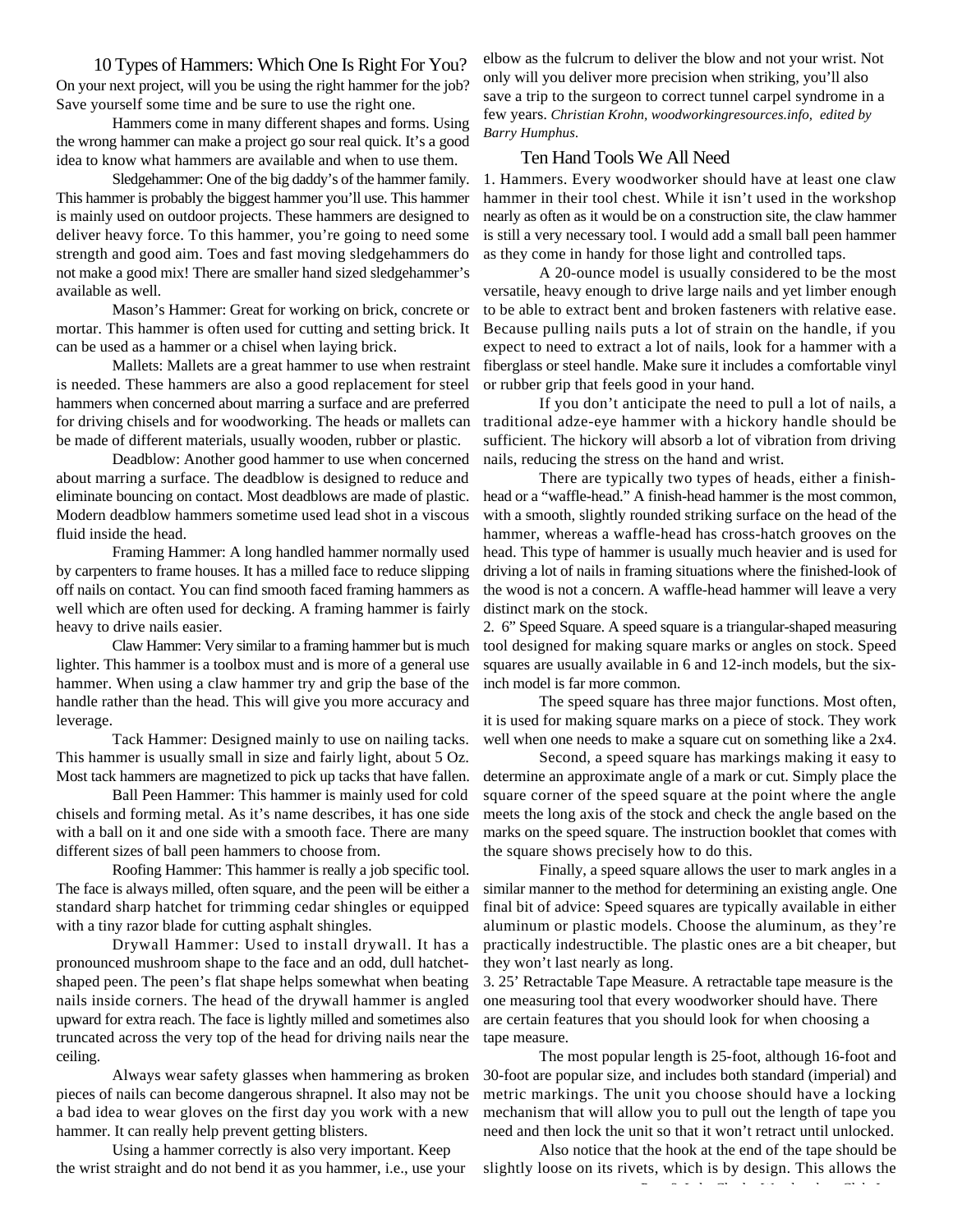## 10 Types of Hammers: Which One Is Right For You?

On your next project, will you be using the right hammer for the job? Save yourself some time and be sure to use the right one.

Hammers come in many different shapes and forms. Using the wrong hammer can make a project go sour real quick. It's a good idea to know what hammers are available and when to use them.

Sledgehammer: One of the big daddy's of the hammer family. This hammer is probably the biggest hammer you'll use. This hammer is mainly used on outdoor projects. These hammers are designed to deliver heavy force. To this hammer, you're going to need some strength and good aim. Toes and fast moving sledgehammers do not make a good mix! There are smaller hand sized sledgehammer's available as well.

Mason's Hammer: Great for working on brick, concrete or mortar. This hammer is often used for cutting and setting brick. It can be used as a hammer or a chisel when laying brick.

Mallets: Mallets are a great hammer to use when restraint is needed. These hammers are also a good replacement for steel hammers when concerned about marring a surface and are preferred for driving chisels and for woodworking. The heads or mallets can be made of different materials, usually wooden, rubber or plastic.

Deadblow: Another good hammer to use when concerned about marring a surface. The deadblow is designed to reduce and eliminate bouncing on contact. Most deadblows are made of plastic. Modern deadblow hammers sometime used lead shot in a viscous fluid inside the head.

Framing Hammer: A long handled hammer normally used by carpenters to frame houses. It has a milled face to reduce slipping off nails on contact. You can find smooth faced framing hammers as well which are often used for decking. A framing hammer is fairly heavy to drive nails easier.

Claw Hammer: Very similar to a framing hammer but is much lighter. This hammer is a toolbox must and is more of a general use hammer. When using a claw hammer try and grip the base of the handle rather than the head. This will give you more accuracy and leverage.

Tack Hammer: Designed mainly to use on nailing tacks. This hammer is usually small in size and fairly light, about 5 Oz. Most tack hammers are magnetized to pick up tacks that have fallen.

Ball Peen Hammer: This hammer is mainly used for cold chisels and forming metal. As it's name describes, it has one side with a ball on it and one side with a smooth face. There are many different sizes of ball peen hammers to choose from.

Roofing Hammer: This hammer is really a job specific tool. The face is always milled, often square, and the peen will be either a standard sharp hatchet for trimming cedar shingles or equipped with a tiny razor blade for cutting asphalt shingles.

Drywall Hammer: Used to install drywall. It has a pronounced mushroom shape to the face and an odd, dull hatchet-shaped peen. The peen's flat shape helps somewhat when beating nails inside corners. The head of the drywall hammer is angled upward for extra reach. The face is lightly milled and sometimes also truncated across the very top of the head for driving nails near the ceiling.

Always wear safety glasses when hammering as broken pieces of nails can become dangerous shrapnel. It also may not be a bad idea to wear gloves on the first day you work with a new hammer. It can really help prevent getting blisters.

Using a hammer correctly is also very important. Keep the wrist straight and do not bend it as you hammer, i.e., use your elbow as the fulcrum to deliver the blow and not your wrist. Not only will you deliver more precision when striking, you'll also save a trip to the surgeon to correct tunnel carpel syndrome in a few years. *Christian Krohn, woodworkingresources.info, edited by Barry Humphus.*

## Ten Hand Tools We All Need

1. Hammers. Every woodworker should have at least one claw hammer in their tool chest. While it isn't used in the workshop nearly as often as it would be on a construction site, the claw hammer is still a very necessary tool. I would add a small ball peen hammer as they come in handy for those light and controlled taps.

A 20-ounce model is usually considered to be the most versatile, heavy enough to drive large nails and yet limber enough to be able to extract bent and broken fasteners with relative ease. Because pulling nails puts a lot of strain on the handle, if you expect to need to extract a lot of nails, look for a hammer with a fiberglass or steel handle. Make sure it includes a comfortable vinyl or rubber grip that feels good in your hand.

If you don't anticipate the need to pull a lot of nails, a traditional adze-eye hammer with a hickory handle should be sufficient. The hickory will absorb a lot of vibration from driving nails, reducing the stress on the hand and wrist.

There are typically two types of heads, either a finish-head or a "waffle-head." A finish-head hammer is the most common, with a smooth, slightly rounded striking surface on the head of the hammer, whereas a waffle-head has cross-hatch grooves on the head. This type of hammer is usually much heavier and is used for driving a lot of nails in framing situations where the finished-look of the wood is not a concern. A waffle-head hammer will leave a very distinct mark on the stock.

2. 6" Speed Square. A speed square is a triangular-shaped measuring tool designed for making square marks or angles on stock. Speed squares are usually available in 6 and 12-inch models, but the six-inch model is far more common.

The speed square has three major functions. Most often, it is used for making square marks on a piece of stock. They work well when one needs to make a square cut on something like a 2x4.

Second, a speed square has markings making it easy to determine an approximate angle of a mark or cut. Simply place the square corner of the speed square at the point where the angle meets the long axis of the stock and check the angle based on the marks on the speed square. The instruction booklet that comes with the square shows precisely how to do this.

Finally, a speed square allows the user to mark angles in a similar manner to the method for determining an existing angle. One final bit of advice: Speed squares are typically available in either aluminum or plastic models. Choose the aluminum, as they're practically indestructible. The plastic ones are a bit cheaper, but they won't last nearly as long.

3. 25' Retractable Tape Measure. A retractable tape measure is the one measuring tool that every woodworker should have. There are certain features that you should look for when choosing a tape measure.

The most popular length is 25-foot, although 16-foot and 30-foot are popular size, and includes both standard (imperial) and metric markings. The unit you choose should have a locking mechanism that will allow you to pull out the length of tape you need and then lock the unit so that it won't retract until unlocked.

Also notice that the hook at the end of the tape should be slightly loose on its rivets, which is by design. This allows the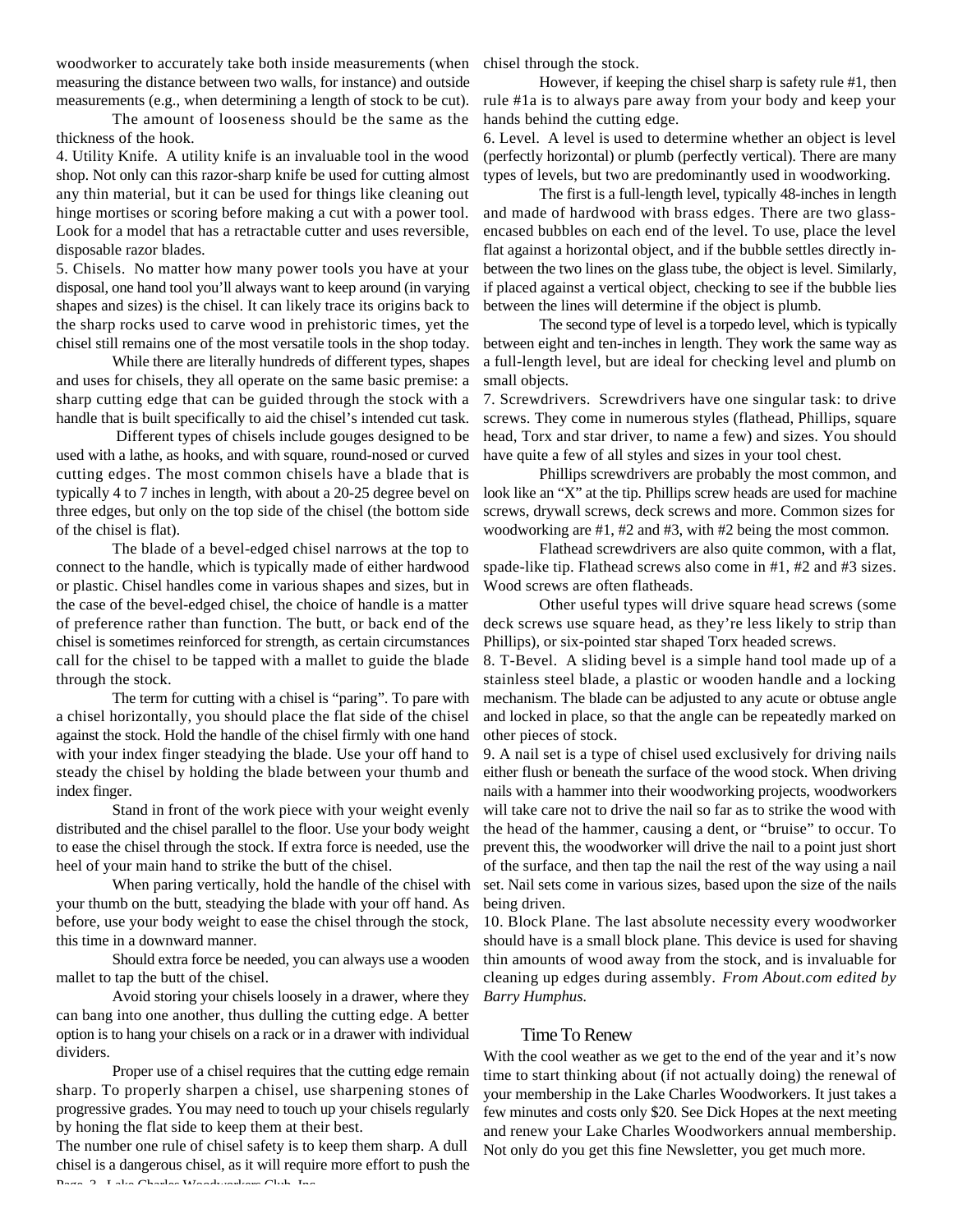woodworker to accurately take both inside measurements (when measuring the distance between two walls, for instance) and outside measurements (e.g., when determining a length of stock to be cut).

The amount of looseness should be the same as the thickness of the hook.

4. Utility Knife. A utility knife is an invaluable tool in the wood shop. Not only can this razor-sharp knife be used for cutting almost any thin material, but it can be used for things like cleaning out hinge mortises or scoring before making a cut with a power tool. Look for a model that has a retractable cutter and uses reversible, disposable razor blades.

5. Chisels. No matter how many power tools you have at your disposal, one hand tool you'll always want to keep around (in varying shapes and sizes) is the chisel. It can likely trace its origins back to the sharp rocks used to carve wood in prehistoric times, yet the chisel still remains one of the most versatile tools in the shop today.

While there are literally hundreds of different types, shapes and uses for chisels, they all operate on the same basic premise: a sharp cutting edge that can be guided through the stock with a handle that is built specifically to aid the chisel's intended cut task.

Different types of chisels include gouges designed to be used with a lathe, as hooks, and with square, round-nosed or curved cutting edges. The most common chisels have a blade that is typically 4 to 7 inches in length, with about a 20-25 degree bevel on three edges, but only on the top side of the chisel (the bottom side of the chisel is flat).

The blade of a bevel-edged chisel narrows at the top to connect to the handle, which is typically made of either hardwood or plastic. Chisel handles come in various shapes and sizes, but in the case of the bevel-edged chisel, the choice of handle is a matter of preference rather than function. The butt, or back end of the chisel is sometimes reinforced for strength, as certain circumstances call for the chisel to be tapped with a mallet to guide the blade through the stock.

The term for cutting with a chisel is "paring". To pare with a chisel horizontally, you should place the flat side of the chisel against the stock. Hold the handle of the chisel firmly with one hand with your index finger steadying the blade. Use your off hand to steady the chisel by holding the blade between your thumb and index finger.

Stand in front of the work piece with your weight evenly distributed and the chisel parallel to the floor. Use your body weight to ease the chisel through the stock. If extra force is needed, use the heel of your main hand to strike the butt of the chisel.

When paring vertically, hold the handle of the chisel with your thumb on the butt, steadying the blade with your off hand. As before, use your body weight to ease the chisel through the stock, this time in a downward manner.

Should extra force be needed, you can always use a wooden mallet to tap the butt of the chisel.

Avoid storing your chisels loosely in a drawer, where they can bang into one another, thus dulling the cutting edge. A better option is to hang your chisels on a rack or in a drawer with individual dividers.

Proper use of a chisel requires that the cutting edge remain sharp. To properly sharpen a chisel, use sharpening stones of progressive grades. You may need to touch up your chisels regularly by honing the flat side to keep them at their best.

The number one rule of chisel safety is to keep them sharp. A dull chisel is a dangerous chisel, as it will require more effort to push the chisel through the stock.

However, if keeping the chisel sharp is safety rule #1, then rule #1a is to always pare away from your body and keep your hands behind the cutting edge.

6. Level. A level is used to determine whether an object is level (perfectly horizontal) or plumb (perfectly vertical). There are many types of levels, but two are predominantly used in woodworking.

The first is a full-length level, typically 48-inches in length and made of hardwood with brass edges. There are two glass-encased bubbles on each end of the level. To use, place the level flat against a horizontal object, and if the bubble settles directly in-between the two lines on the glass tube, the object is level. Similarly, if placed against a vertical object, checking to see if the bubble lies between the lines will determine if the object is plumb.

The second type of level is a torpedo level, which is typically between eight and ten-inches in length. They work the same way as a full-length level, but are ideal for checking level and plumb on small objects.

7. Screwdrivers. Screwdrivers have one singular task: to drive screws. They come in numerous styles (flathead, Phillips, square head, Torx and star driver, to name a few) and sizes. You should have quite a few of all styles and sizes in your tool chest.

Phillips screwdrivers are probably the most common, and look like an "X" at the tip. Phillips screw heads are used for machine screws, drywall screws, deck screws and more. Common sizes for woodworking are #1, #2 and #3, with #2 being the most common.

Flathead screwdrivers are also quite common, with a flat, spade-like tip. Flathead screws also come in #1, #2 and #3 sizes. Wood screws are often flatheads.

Other useful types will drive square head screws (some deck screws use square head, as they're less likely to strip than Phillips), or six-pointed star shaped Torx headed screws.

8. T-Bevel. A sliding bevel is a simple hand tool made up of a stainless steel blade, a plastic or wooden handle and a locking mechanism. The blade can be adjusted to any acute or obtuse angle and locked in place, so that the angle can be repeatedly marked on other pieces of stock.

9. A nail set is a type of chisel used exclusively for driving nails either flush or beneath the surface of the wood stock. When driving nails with a hammer into their woodworking projects, woodworkers will take care not to drive the nail so far as to strike the wood with the head of the hammer, causing a dent, or "bruise" to occur. To prevent this, the woodworker will drive the nail to a point just short of the surface, and then tap the nail the rest of the way using a nail set. Nail sets come in various sizes, based upon the size of the nails being driven.

10. Block Plane. The last absolute necessity every woodworker should have is a small block plane. This device is used for shaving thin amounts of wood away from the stock, and is invaluable for cleaning up edges during assembly. *From About.com edited by Barry Humphus.*

## Time To Renew

With the cool weather as we get to the end of the year and it's now time to start thinking about (if not actually doing) the renewal of your membership in the Lake Charles Woodworkers. It just takes a few minutes and costs only $20. See Dick Hopes at the next meeting and renew your Lake Charles Woodworkers annual membership. Not only do you get this fine Newsletter, you get much more.